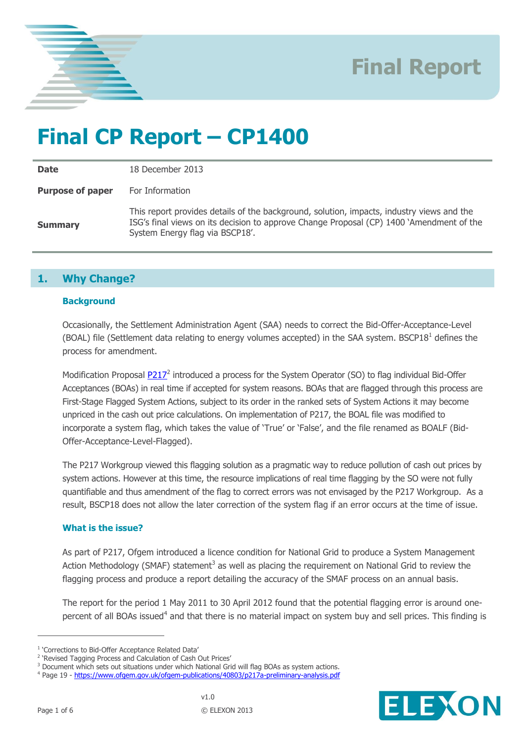Final Report

# Final CP Report – CP1400

| | |
|---|---|
| **Date** | 18 December 2013 |
| **Purpose of paper** | For Information |
| **Summary** | This report provides details of the background, solution, impacts, industry views and the ISG's final views on its decision to approve Change Proposal (CP) 1400 'Amendment of the System Energy flag via BSCP18'. |

## 1. Why Change?

### Background

Occasionally, the Settlement Administration Agent (SAA) needs to correct the Bid-Offer-Acceptance-Level (BOAL) file (Settlement data relating to energy volumes accepted) in the SAA system. BSCP18[1] defines the process for amendment.

Modification Proposal P217[2] introduced a process for the System Operator (SO) to flag individual Bid-Offer Acceptances (BOAs) in real time if accepted for system reasons. BOAs that are flagged through this process are First-Stage Flagged System Actions, subject to its order in the ranked sets of System Actions it may become unpriced in the cash out price calculations. On implementation of P217, the BOAL file was modified to incorporate a system flag, which takes the value of 'True' or 'False', and the file renamed as BOALF (Bid-Offer-Acceptance-Level-Flagged).

The P217 Workgroup viewed this flagging solution as a pragmatic way to reduce pollution of cash out prices by system actions. However at this time, the resource implications of real time flagging by the SO were not fully quantifiable and thus amendment of the flag to correct errors was not envisaged by the P217 Workgroup. As a result, BSCP18 does not allow the later correction of the system flag if an error occurs at the time of issue.

### What is the issue?

As part of P217, Ofgem introduced a licence condition for National Grid to produce a System Management Action Methodology (SMAF) statement[3] as well as placing the requirement on National Grid to review the flagging process and produce a report detailing the accuracy of the SMAF process on an annual basis.

The report for the period 1 May 2011 to 30 April 2012 found that the potential flagging error is around one-percent of all BOAs issued[4] and that there is no material impact on system buy and sell prices. This finding is

[1] 'Corrections to Bid-Offer Acceptance Related Data'
[2] 'Revised Tagging Process and Calculation of Cash Out Prices'
[3] Document which sets out situations under which National Grid will flag BOAs as system actions.
[4] Page 19 - https://www.ofgem.gov.uk/ofgem-publications/40803/p217a-preliminary-analysis.pdf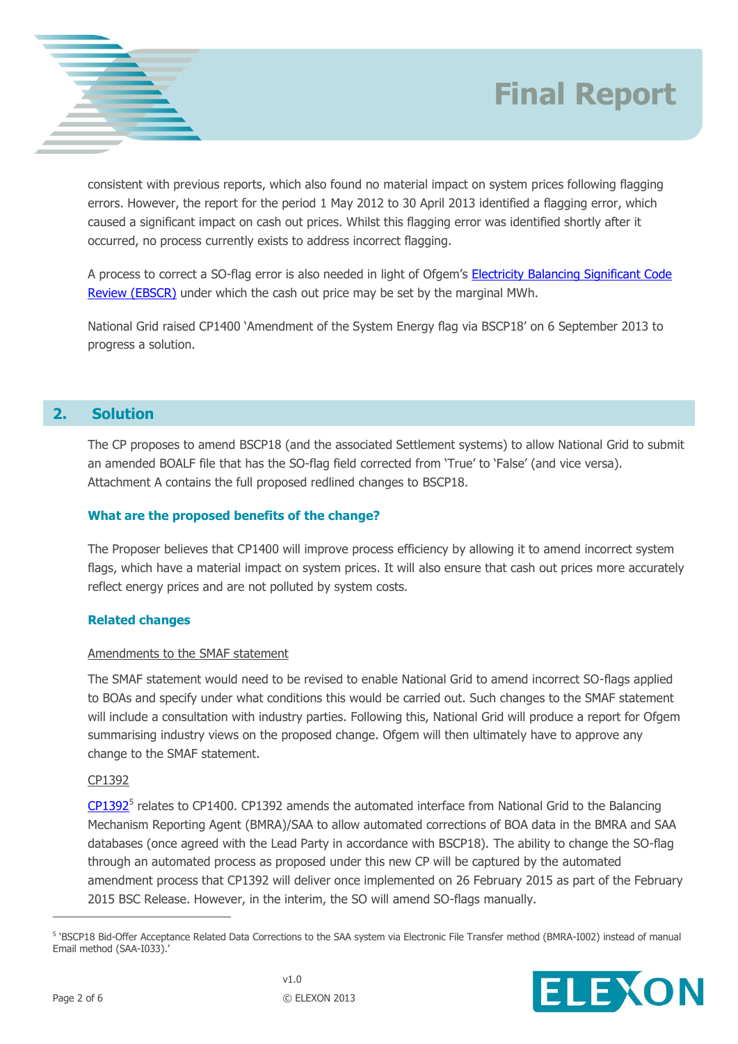consistent with previous reports, which also found no material impact on system prices following flagging errors. However, the report for the period 1 May 2012 to 30 April 2013 identified a flagging error, which caused a significant impact on cash out prices. Whilst this flagging error was identified shortly after it occurred, no process currently exists to address incorrect flagging.

A process to correct a SO-flag error is also needed in light of Ofgem's Electricity Balancing Significant Code Review (EBSCR) under which the cash out price may be set by the marginal MWh.

National Grid raised CP1400 'Amendment of the System Energy flag via BSCP18' on 6 September 2013 to progress a solution.

## 2. Solution

The CP proposes to amend BSCP18 (and the associated Settlement systems) to allow National Grid to submit an amended BOALF file that has the SO-flag field corrected from 'True' to 'False' (and vice versa). Attachment A contains the full proposed redlined changes to BSCP18.

### What are the proposed benefits of the change?

The Proposer believes that CP1400 will improve process efficiency by allowing it to amend incorrect system flags, which have a material impact on system prices. It will also ensure that cash out prices more accurately reflect energy prices and are not polluted by system costs.

### Related changes

Amendments to the SMAF statement

The SMAF statement would need to be revised to enable National Grid to amend incorrect SO-flags applied to BOAs and specify under what conditions this would be carried out. Such changes to the SMAF statement will include a consultation with industry parties. Following this, National Grid will produce a report for Ofgem summarising industry views on the proposed change. Ofgem will then ultimately have to approve any change to the SMAF statement.

CP1392

CP1392[5] relates to CP1400. CP1392 amends the automated interface from National Grid to the Balancing Mechanism Reporting Agent (BMRA)/SAA to allow automated corrections of BOA data in the BMRA and SAA databases (once agreed with the Lead Party in accordance with BSCP18). The ability to change the SO-flag through an automated process as proposed under this new CP will be captured by the automated amendment process that CP1392 will deliver once implemented on 26 February 2015 as part of the February 2015 BSC Release. However, in the interim, the SO will amend SO-flags manually.

[5] 'BSCP18 Bid-Offer Acceptance Related Data Corrections to the SAA system via Electronic File Transfer method (BMRA-I002) instead of manual Email method (SAA-I033).'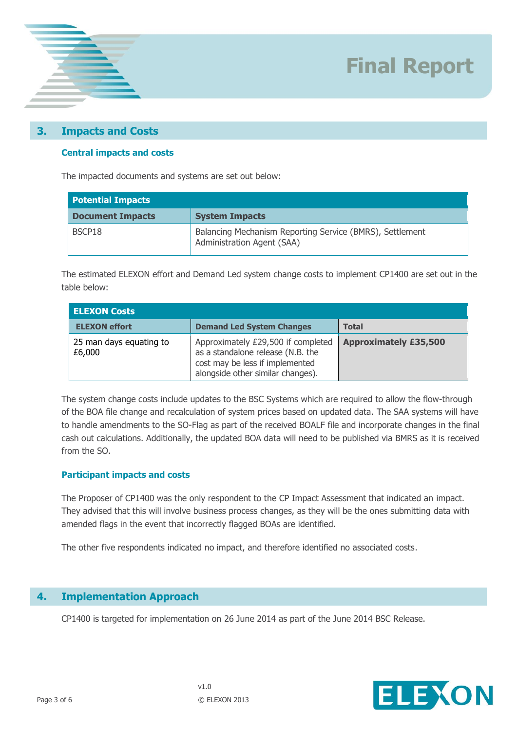## 3. Impacts and Costs

### Central impacts and costs

The impacted documents and systems are set out below:

| Potential Impacts | |
|---|---|
| **Document Impacts** | **System Impacts** |
| BSCP18 | Balancing Mechanism Reporting Service (BMRS), Settlement Administration Agent (SAA) |

The estimated ELEXON effort and Demand Led system change costs to implement CP1400 are set out in the table below:

| ELEXON Costs | | |
|---|---|---|
| **ELEXON effort** | **Demand Led System Changes** | **Total** |
| 25 man days equating to £6,000 | Approximately £29,500 if completed as a standalone release (N.B. the cost may be less if implemented alongside other similar changes). | **Approximately £35,500** |

The system change costs include updates to the BSC Systems which are required to allow the flow-through of the BOA file change and recalculation of system prices based on updated data. The SAA systems will have to handle amendments to the SO-Flag as part of the received BOALF file and incorporate changes in the final cash out calculations. Additionally, the updated BOA data will need to be published via BMRS as it is received from the SO.

### Participant impacts and costs

The Proposer of CP1400 was the only respondent to the CP Impact Assessment that indicated an impact. They advised that this will involve business process changes, as they will be the ones submitting data with amended flags in the event that incorrectly flagged BOAs are identified.

The other five respondents indicated no impact, and therefore identified no associated costs.

## 4. Implementation Approach

CP1400 is targeted for implementation on 26 June 2014 as part of the June 2014 BSC Release.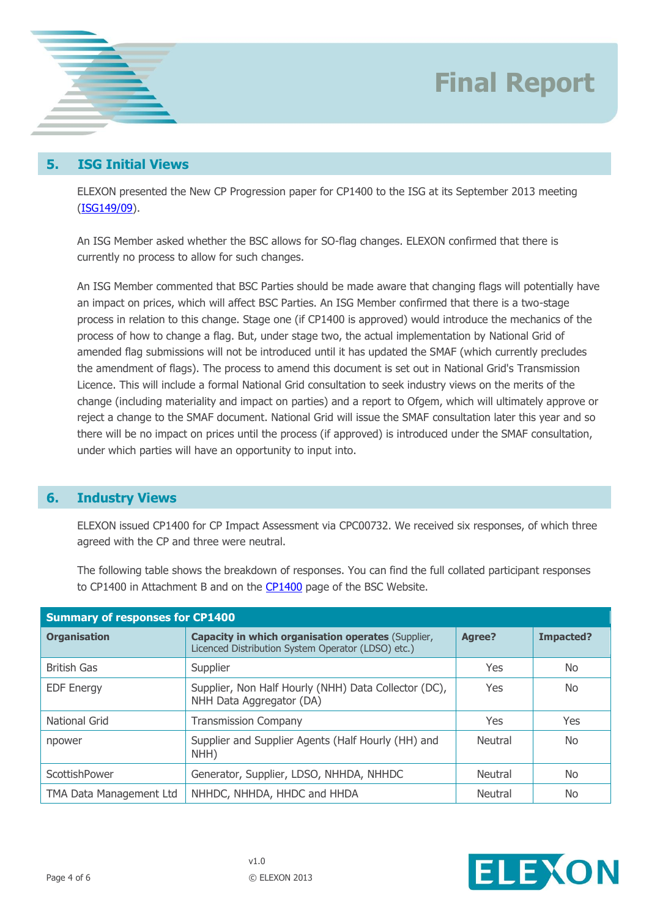## 5. ISG Initial Views

ELEXON presented the New CP Progression paper for CP1400 to the ISG at its September 2013 meeting (ISG149/09).

An ISG Member asked whether the BSC allows for SO-flag changes. ELEXON confirmed that there is currently no process to allow for such changes.

An ISG Member commented that BSC Parties should be made aware that changing flags will potentially have an impact on prices, which will affect BSC Parties. An ISG Member confirmed that there is a two-stage process in relation to this change. Stage one (if CP1400 is approved) would introduce the mechanics of the process of how to change a flag. But, under stage two, the actual implementation by National Grid of amended flag submissions will not be introduced until it has updated the SMAF (which currently precludes the amendment of flags). The process to amend this document is set out in National Grid's Transmission Licence. This will include a formal National Grid consultation to seek industry views on the merits of the change (including materiality and impact on parties) and a report to Ofgem, which will ultimately approve or reject a change to the SMAF document. National Grid will issue the SMAF consultation later this year and so there will be no impact on prices until the process (if approved) is introduced under the SMAF consultation, under which parties will have an opportunity to input into.

## 6. Industry Views

ELEXON issued CP1400 for CP Impact Assessment via CPC00732. We received six responses, of which three agreed with the CP and three were neutral.

The following table shows the breakdown of responses. You can find the full collated participant responses to CP1400 in Attachment B and on the CP1400 page of the BSC Website.

**Summary of responses for CP1400**

| Organisation | **Capacity in which organisation operates** (Supplier, Licenced Distribution System Operator (LDSO) etc.) | Agree? | Impacted? |
|---|---|---|---|
| British Gas | Supplier | Yes | No |
| EDF Energy | Supplier, Non Half Hourly (NHH) Data Collector (DC), NHH Data Aggregator (DA) | Yes | No |
| National Grid | Transmission Company | Yes | Yes |
| npower | Supplier and Supplier Agents (Half Hourly (HH) and NHH) | Neutral | No |
| ScottishPower | Generator, Supplier, LDSO, NHHDA, NHHDC | Neutral | No |
| TMA Data Management Ltd | NHHDC, NHHDA, HHDC and HHDA | Neutral | No |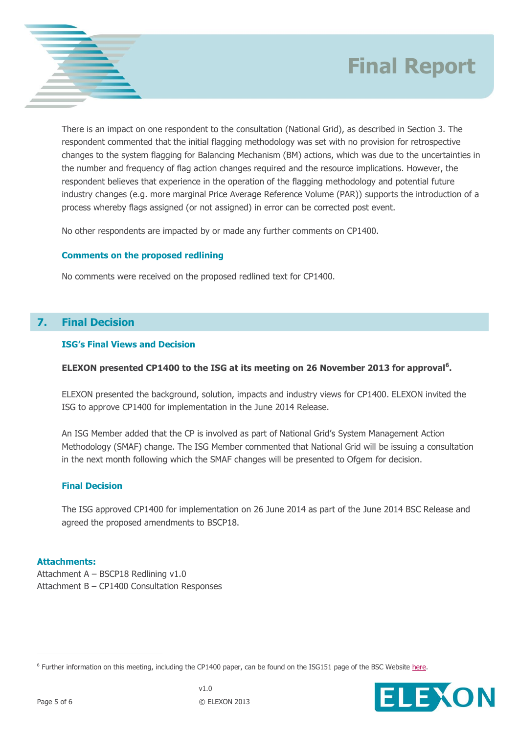There is an impact on one respondent to the consultation (National Grid), as described in Section 3. The respondent commented that the initial flagging methodology was set with no provision for retrospective changes to the system flagging for Balancing Mechanism (BM) actions, which was due to the uncertainties in the number and frequency of flag action changes required and the resource implications. However, the respondent believes that experience in the operation of the flagging methodology and potential future industry changes (e.g. more marginal Price Average Reference Volume (PAR)) supports the introduction of a process whereby flags assigned (or not assigned) in error can be corrected post event.

No other respondents are impacted by or made any further comments on CP1400.

### Comments on the proposed redlining

No comments were received on the proposed redlined text for CP1400.

## 7. Final Decision

### ISG's Final Views and Decision

**ELEXON presented CP1400 to the ISG at its meeting on 26 November 2013 for approval[6].**

ELEXON presented the background, solution, impacts and industry views for CP1400. ELEXON invited the ISG to approve CP1400 for implementation in the June 2014 Release.

An ISG Member added that the CP is involved as part of National Grid's System Management Action Methodology (SMAF) change. The ISG Member commented that National Grid will be issuing a consultation in the next month following which the SMAF changes will be presented to Ofgem for decision.

### Final Decision

The ISG approved CP1400 for implementation on 26 June 2014 as part of the June 2014 BSC Release and agreed the proposed amendments to BSCP18.

**Attachments:**
Attachment A – BSCP18 Redlining v1.0
Attachment B – CP1400 Consultation Responses

[6] Further information on this meeting, including the CP1400 paper, can be found on the ISG151 page of the BSC Website here.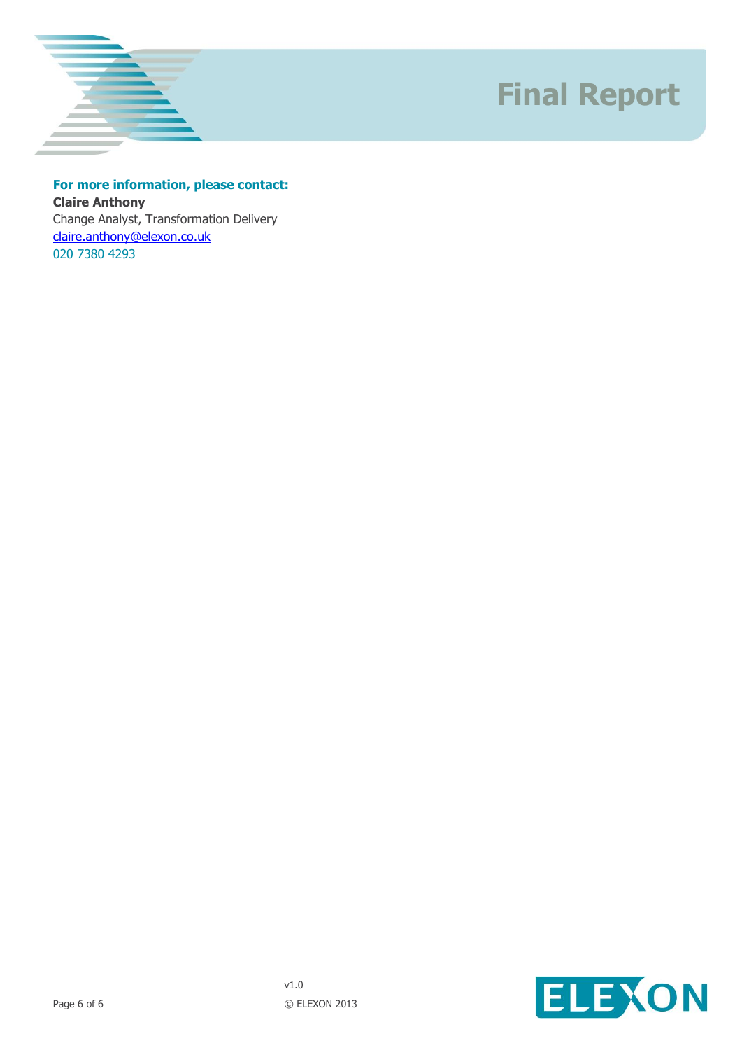**For more information, please contact:**

**Claire Anthony**

Change Analyst, Transformation Delivery

claire.anthony@elexon.co.uk

020 7380 4293